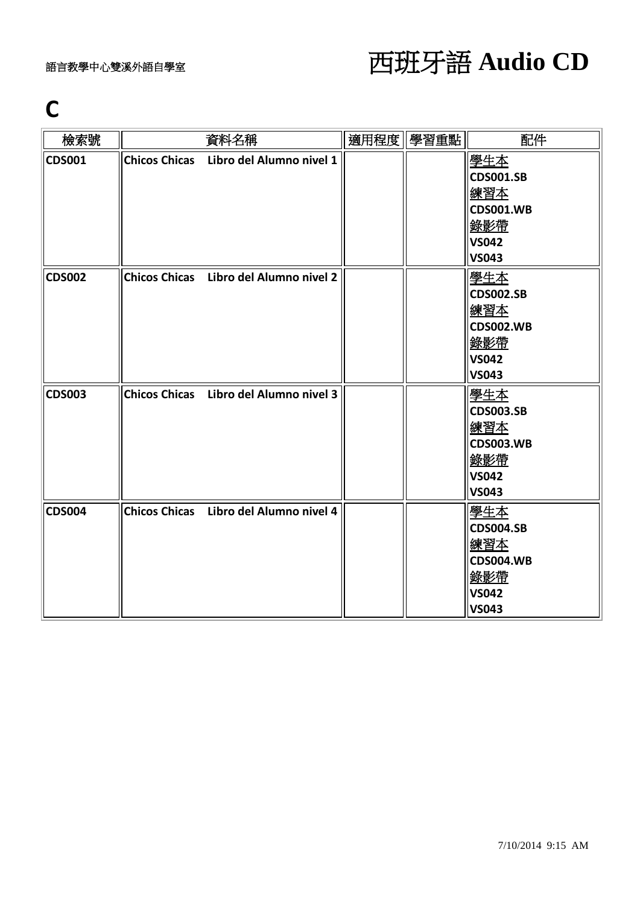語言教學中心雙溪外語自學室

# 西班牙語 Audio CD

## C

| 檢索號 | 資料名稱 | 適用程度 | 學習重點 | 配件 |
|---|---|---|---|---|
| **CDS001** | **Chicos Chicas Libro del Alumno nivel 1** | | | 學生本<br>**CDS001.SB**<br>練習本<br>**CDS001.WB**<br>錄影帶<br>**VS042**<br>**VS043** |
| **CDS002** | **Chicos Chicas Libro del Alumno nivel 2** | | | 學生本<br>**CDS002.SB**<br>練習本<br>**CDS002.WB**<br>錄影帶<br>**VS042**<br>**VS043** |
| **CDS003** | **Chicos Chicas Libro del Alumno nivel 3** | | | 學生本<br>**CDS003.SB**<br>練習本<br>**CDS003.WB**<br>錄影帶<br>**VS042**<br>**VS043** |
| **CDS004** | **Chicos Chicas Libro del Alumno nivel 4** | | | 學生本<br>**CDS004.SB**<br>練習本<br>**CDS004.WB**<br>錄影帶<br>**VS042**<br>**VS043** |

7/10/2014 9:15 AM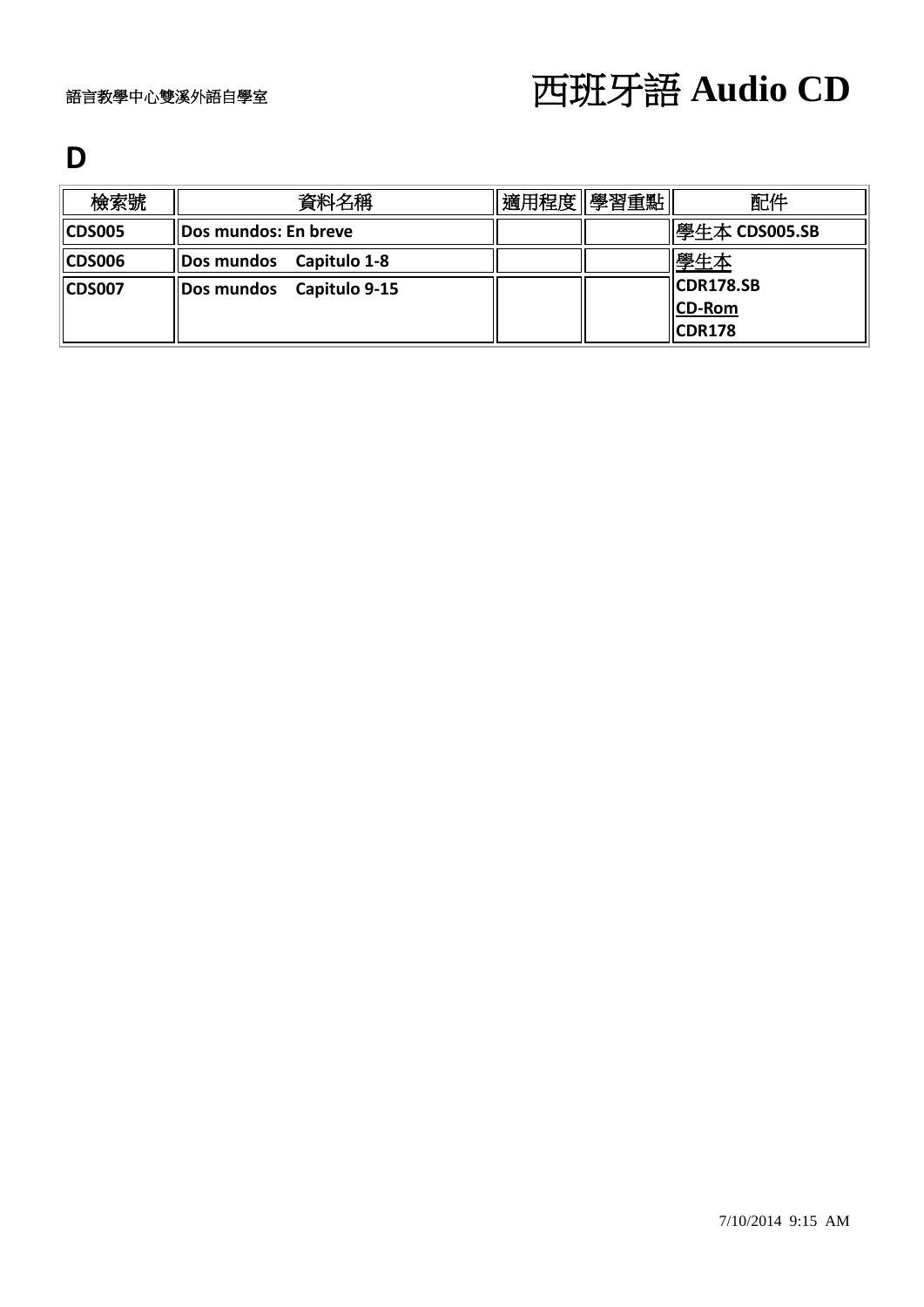語言教學中心雙溪外語自學室

# 西班牙語 Audio CD

## D

| 檢索號 | 資料名稱 | 適用程度 | 學習重點 | 配件 |
| --- | --- | --- | --- | --- |
| **CDS005** | **Dos mundos: En breve** | | | 學生本 **CDS005.SB** |
| **CDS006** | **Dos mundos　Capitulo 1-8** | | | 學生本 **CDR178.SB** **CD-Rom** **CDR178** |
| **CDS007** | **Dos mundos　Capitulo 9-15** | | | |

7/10/2014 9:15 AM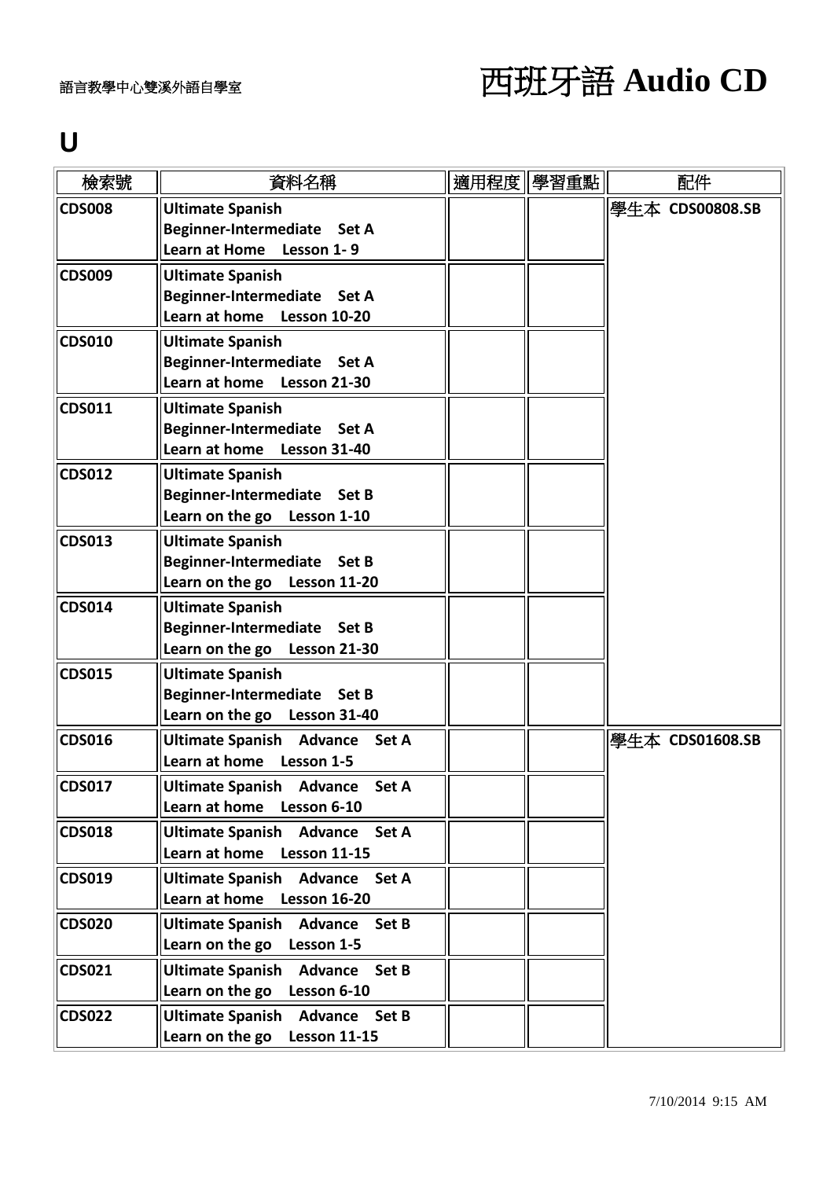語言教學中心雙溪外語自學室

# 西班牙語 Audio CD

## U

| 檢索號 | 資料名稱 | 適用程度 | 學習重點 | 配件 |
|---|---|---|---|---|
| **CDS008** | **Ultimate Spanish Beginner-Intermediate Set A Learn at Home Lesson 1- 9** | | | 學生本 **CDS00808.SB** |
| **CDS009** | **Ultimate Spanish Beginner-Intermediate Set A Learn at home Lesson 10-20** | | | |
| **CDS010** | **Ultimate Spanish Beginner-Intermediate Set A Learn at home Lesson 21-30** | | | |
| **CDS011** | **Ultimate Spanish Beginner-Intermediate Set A Learn at home Lesson 31-40** | | | |
| **CDS012** | **Ultimate Spanish Beginner-Intermediate Set B Learn on the go Lesson 1-10** | | | |
| **CDS013** | **Ultimate Spanish Beginner-Intermediate Set B Learn on the go Lesson 11-20** | | | |
| **CDS014** | **Ultimate Spanish Beginner-Intermediate Set B Learn on the go Lesson 21-30** | | | |
| **CDS015** | **Ultimate Spanish Beginner-Intermediate Set B Learn on the go Lesson 31-40** | | | |
| **CDS016** | **Ultimate Spanish Advance Set A Learn at home Lesson 1-5** | | | 學生本 **CDS01608.SB** |
| **CDS017** | **Ultimate Spanish Advance Set A Learn at home Lesson 6-10** | | | |
| **CDS018** | **Ultimate Spanish Advance Set A Learn at home Lesson 11-15** | | | |
| **CDS019** | **Ultimate Spanish Advance Set A Learn at home Lesson 16-20** | | | |
| **CDS020** | **Ultimate Spanish Advance Set B Learn on the go Lesson 1-5** | | | |
| **CDS021** | **Ultimate Spanish Advance Set B Learn on the go Lesson 6-10** | | | |
| **CDS022** | **Ultimate Spanish Advance Set B Learn on the go Lesson 11-15** | | | |

7/10/2014 9:15 AM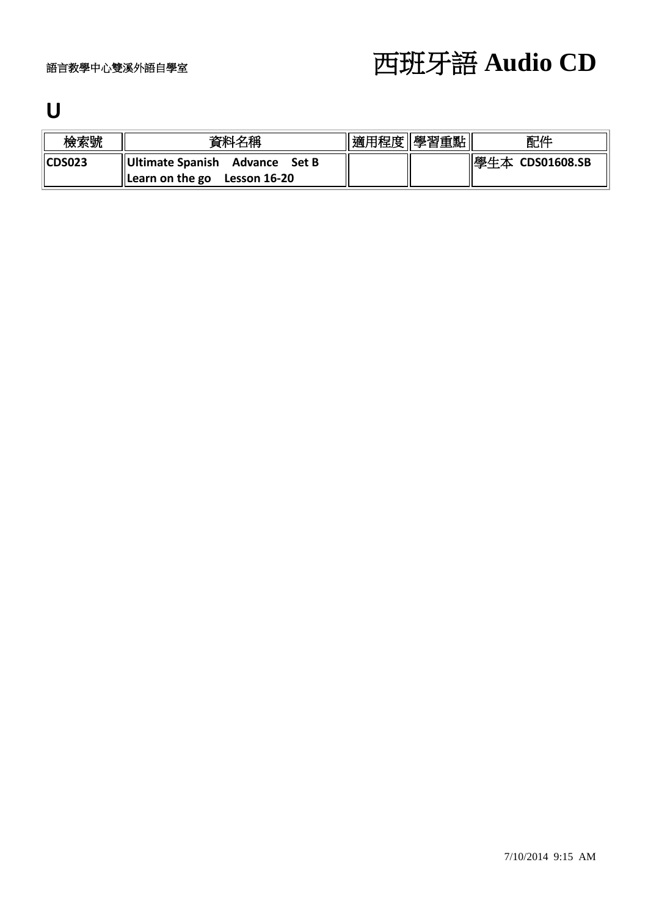語言教學中心雙溪外語自學室

# 西班牙語 Audio CD

## U

| 檢索號 | 資料名稱 | 適用程度 | 學習重點 | 配件 |
| --- | --- | --- | --- | --- |
| **CDS023** | **Ultimate Spanish Advance Set B Learn on the go Lesson 16-20** | | | 學生本 **CDS01608.SB** |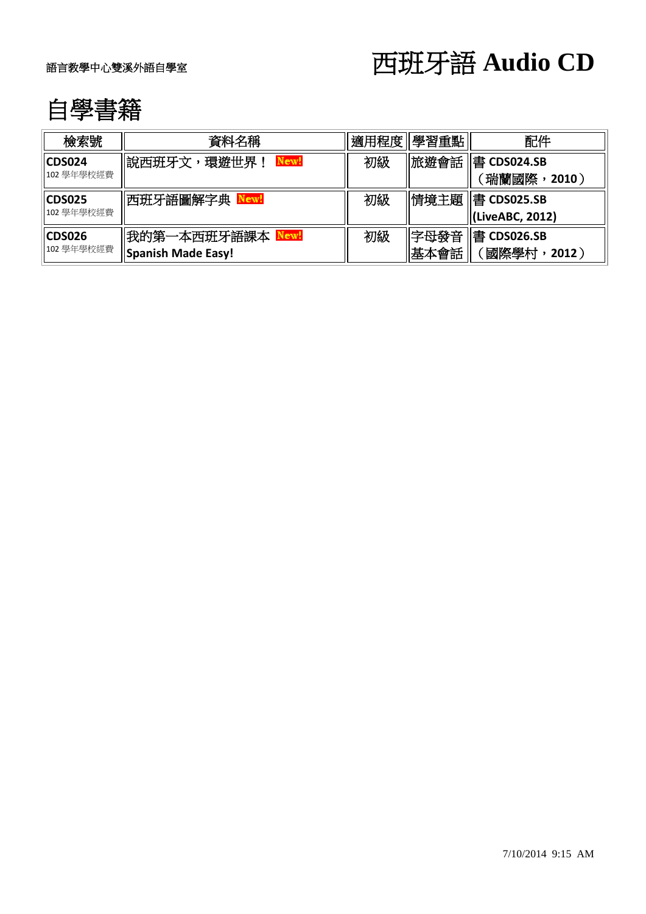語言教學中心雙溪外語自學室

# 西班牙語 Audio CD

## 自學書籍

| 檢索號 | 資料名稱 | 適用程度 | 學習重點 | 配件 |
| --- | --- | --- | --- | --- |
| **CDS024**<br>102 學年學校經費 | 說西班牙文，環遊世界！ New! | 初級 | 旅遊會話 | 書 **CDS024.SB**<br>（瑞蘭國際，**2010**） |
| **CDS025**<br>102 學年學校經費 | 西班牙語圖解字典 New! | 初級 | 情境主題 | 書 **CDS025.SB**<br>**(LiveABC, 2012)** |
| **CDS026**<br>102 學年學校經費 | 我的第一本西班牙語課本 New!<br>**Spanish Made Easy!** | 初級 | 字母發音<br>基本會話 | 書 **CDS026.SB**<br>（國際學村，**2012**） |

7/10/2014 9:15 AM